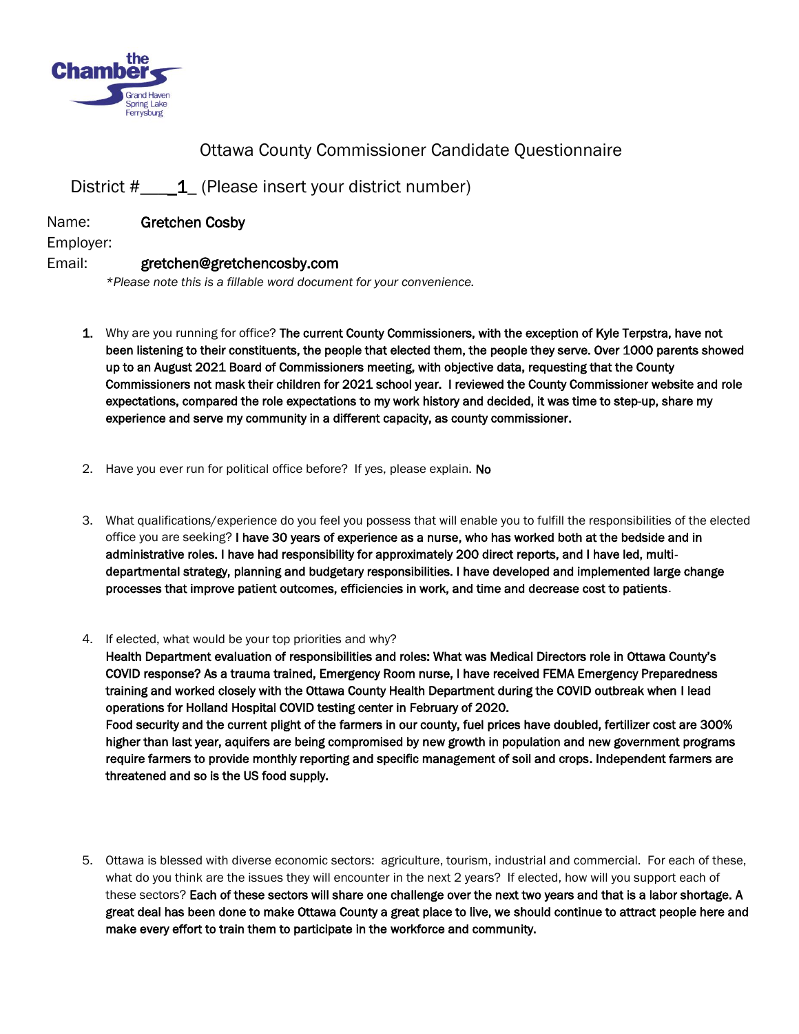the Chamber Grand Haven Spring Lake Ferrysburg

# Ottawa County Commissioner Candidate Questionnaire

District #\_\_\_\_1\_ (Please insert your district number)

Name: **Gretchen Cosby**
Employer:
Email: **gretchen@gretchencosby.com**

*\*Please note this is a fillable word document for your convenience.*

1. Why are you running for office? **The current County Commissioners, with the exception of Kyle Terpstra, have not been listening to their constituents, the people that elected them, the people they serve. Over 1000 parents showed up to an August 2021 Board of Commissioners meeting, with objective data, requesting that the County Commissioners not mask their children for 2021 school year. I reviewed the County Commissioner website and role expectations, compared the role expectations to my work history and decided, it was time to step-up, share my experience and serve my community in a different capacity, as county commissioner.**

2. Have you ever run for political office before? If yes, please explain. **No**

3. What qualifications/experience do you feel you possess that will enable you to fulfill the responsibilities of the elected office you are seeking? **I have 30 years of experience as a nurse, who has worked both at the bedside and in administrative roles. I have had responsibility for approximately 200 direct reports, and I have led, multi-departmental strategy, planning and budgetary responsibilities. I have developed and implemented large change processes that improve patient outcomes, efficiencies in work, and time and decrease cost to patients**.

4. If elected, what would be your top priorities and why?
**Health Department evaluation of responsibilities and roles: What was Medical Directors role in Ottawa County's COVID response? As a trauma trained, Emergency Room nurse, I have received FEMA Emergency Preparedness training and worked closely with the Ottawa County Health Department during the COVID outbreak when I lead operations for Holland Hospital COVID testing center in February of 2020.**
**Food security and the current plight of the farmers in our county, fuel prices have doubled, fertilizer cost are 300% higher than last year, aquifers are being compromised by new growth in population and new government programs require farmers to provide monthly reporting and specific management of soil and crops. Independent farmers are threatened and so is the US food supply.**

5. Ottawa is blessed with diverse economic sectors: agriculture, tourism, industrial and commercial. For each of these, what do you think are the issues they will encounter in the next 2 years? If elected, how will you support each of these sectors? **Each of these sectors will share one challenge over the next two years and that is a labor shortage. A great deal has been done to make Ottawa County a great place to live, we should continue to attract people here and make every effort to train them to participate in the workforce and community.**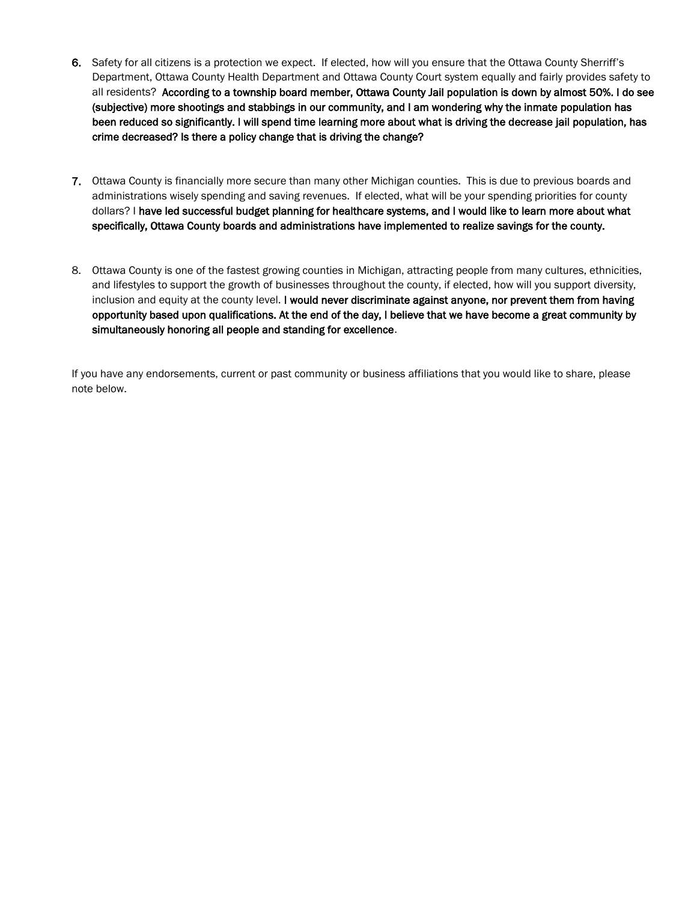6. Safety for all citizens is a protection we expect. If elected, how will you ensure that the Ottawa County Sherriff's Department, Ottawa County Health Department and Ottawa County Court system equally and fairly provides safety to all residents? **According to a township board member, Ottawa County Jail population is down by almost 50%. I do see (subjective) more shootings and stabbings in our community, and I am wondering why the inmate population has been reduced so significantly. I will spend time learning more about what is driving the decrease jail population, has crime decreased? Is there a policy change that is driving the change?**

7. Ottawa County is financially more secure than many other Michigan counties. This is due to previous boards and administrations wisely spending and saving revenues. If elected, what will be your spending priorities for county dollars? I **have led successful budget planning for healthcare systems, and I would like to learn more about what specifically, Ottawa County boards and administrations have implemented to realize savings for the county.**

8. Ottawa County is one of the fastest growing counties in Michigan, attracting people from many cultures, ethnicities, and lifestyles to support the growth of businesses throughout the county, if elected, how will you support diversity, inclusion and equity at the county level. **I would never discriminate against anyone, nor prevent them from having opportunity based upon qualifications. At the end of the day, I believe that we have become a great community by simultaneously honoring all people and standing for excellence**.

If you have any endorsements, current or past community or business affiliations that you would like to share, please note below.